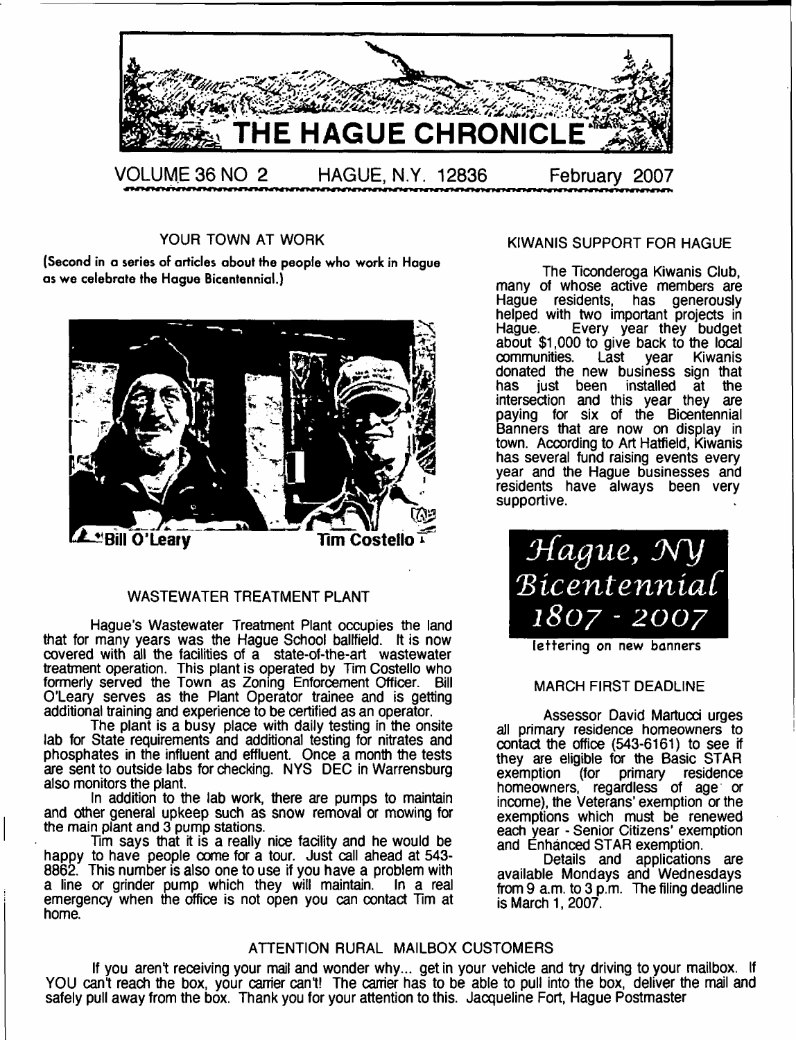# THE HAGUE CHRONICLE

VOLUME 36 NO 2 HAGUE, N.Y. 12836 February 2007

## YOUR TOWN AT WORK

**(Second in a series of articles about the people who work in Hague as we celebrate the Hague Bicentennial.)**

Bill O'Leary Tim Costello

### WASTEWATER TREATMENT PLANT

Hague's Wastewater Treatment Plant occupies the land that for many years was the Hague School ballfield. It is now covered with all the facilities of a state-of-the-art wastewater treatment operation. This plant is operated by Tim Costello who formerly served the Town as Zoning Enforcement Officer. Bill O'Leary serves as the Plant Operator trainee and is getting additional training and experience to be certified as an operator.

The plant is a busy place with daily testing in the onsite lab for State requirements and additional testing for nitrates and phosphates in the influent and effluent. Once a month the tests are sent to outside labs for checking. NYS DEC in Warrensburg also monitors the plant.

In addition to the lab work, there are pumps to maintain and other general upkeep such as snow removal or mowing for the main plant and 3 pump stations.

Tim says that it is a really nice facility and he would be happy to have people come for a tour. Just call ahead at 543-8862. This number is also one to use if you have a problem with a line or grinder pump which they will maintain. In a real emergency when the office is not open you can contact Tim at home.

## KIWANIS SUPPORT FOR HAGUE

The Ticonderoga Kiwanis Club, many of whose active members are Hague residents, has generously helped with two important projects in Hague. Every year they budget about $1,000 to give back to the local communities. Last year Kiwanis donated the new business sign that has just been installed at the intersection and this year they are paying for six of the Bicentennial Banners that are now on display in town. According to Art Hatfield, Kiwanis has several fund raising events every year and the Hague businesses and residents have always been very supportive.

*Hague, NY Bicentennial 1807 - 2007*

lettering on new banners

## MARCH FIRST DEADLINE

Assessor David Martucci urges all primary residence homeowners to contact the office (543-6161) to see if they are eligible for the Basic STAR exemption (for primary residence homeowners, regardless of age or income), the Veterans' exemption or the exemptions which must be renewed each year - Senior Citizens' exemption and Enhanced STAR exemption.

Details and applications are available Mondays and Wednesdays from 9 a.m. to 3 p.m. The filing deadline is March 1, 2007.

## ATTENTION RURAL MAILBOX CUSTOMERS

If you aren't receiving your mail and wonder why... get in your vehicle and try driving to your mailbox. If YOU can't reach the box, your carrier can't! The carrier has to be able to pull into the box, deliver the mail and safely pull away from the box. Thank you for your attention to this. Jacqueline Fort, Hague Postmaster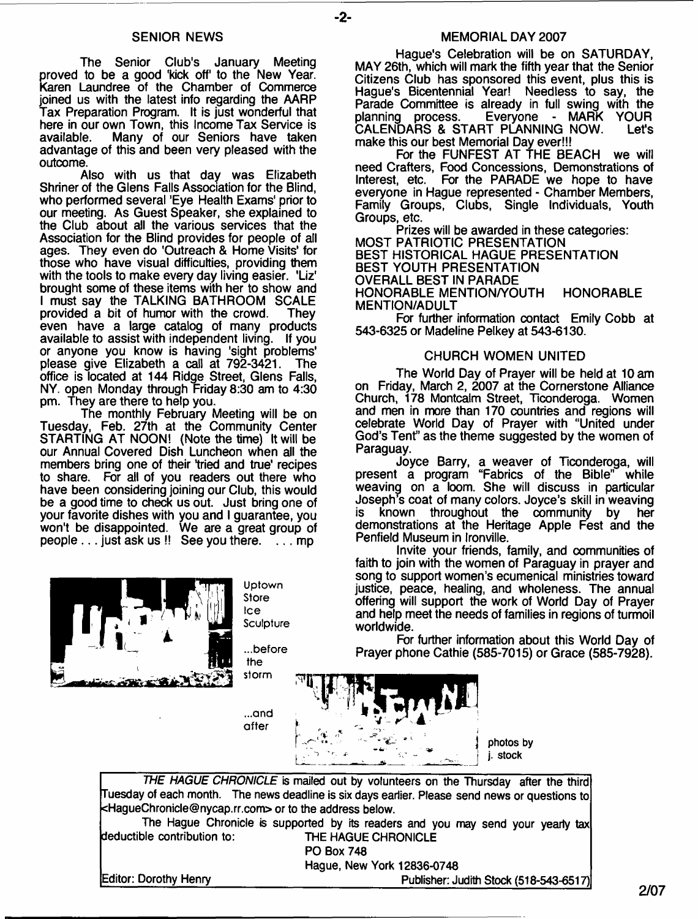## SENIOR NEWS

The Senior Club's January Meeting proved to be a good 'kick off' to the New Year. Karen Laundree of the Chamber of Commerce joined us with the latest info regarding the AARP Tax Preparation Program. It is just wonderful that here in our own Town, this Income Tax Service is available. Many of our Seniors have taken advantage of this and been very pleased with the outcome.

Also with us that day was Elizabeth Shriner of the Glens Falls Association for the Blind, who performed several 'Eye Health Exams' prior to our meeting. As Guest Speaker, she explained to the Club about all the various services that the Association for the Blind provides for people of all ages. They even do 'Outreach & Home Visits' for those who have visual difficulties, providing them with the tools to make every day living easier. 'Liz' brought some of these items with her to show and I must say the TALKING BATHROOM SCALE provided a bit of humor with the crowd. They even have a large catalog of many products available to assist with independent living. If you or anyone you know is having 'sight problems' please give Elizabeth a call at 792-3421. The office is located at 144 Ridge Street, Glens Falls, NY. open Monday through Friday 8:30 am to 4:30 pm. They are there to help you.

The monthly February Meeting will be on Tuesday, Feb. 27th at the Community Center STARTING AT NOON! (Note the time) It will be our Annual Covered Dish Luncheon when all the members bring one of their 'tried and true' recipes to share. For all of you readers out there who have been considering joining our Club, this would be a good time to check us out. Just bring one of your favorite dishes with you and I guarantee, you won't be disappointed. We are a great group of people . . . just ask us !! See you there. . . . mp

Uptown Store Ice Sculpture

...before the storm

...and after

photos by j. stock

## MEMORIAL DAY 2007

Hague's Celebration will be on SATURDAY, MAY 26th, which will mark the fifth year that the Senior Citizens Club has sponsored this event, plus this is Hague's Bicentennial Year! Needless to say, the Parade Committee is already in full swing with the planning process. Everyone - MARK YOUR CALENDARS & START PLANNING NOW. Let's make this our best Memorial Day ever!!!

For the FUNFEST AT THE BEACH we will need Crafters, Food Concessions, Demonstrations of Interest, etc. For the PARADE we hope to have everyone in Hague represented - Chamber Members, Family Groups, Clubs, Single Individuals, Youth Groups, etc.

Prizes will be awarded in these categories:

MOST PATRIOTIC PRESENTATION
BEST HISTORICAL HAGUE PRESENTATION
BEST YOUTH PRESENTATION
OVERALL BEST IN PARADE
HONORABLE MENTION/YOUTH HONORABLE MENTION/ADULT

For further information contact Emily Cobb at 543-6325 or Madeline Pelkey at 543-6130.

## CHURCH WOMEN UNITED

The World Day of Prayer will be held at 10 am on Friday, March 2, 2007 at the Cornerstone Alliance Church, 178 Montcalm Street, Ticonderoga. Women and men in more than 170 countries and regions will celebrate World Day of Prayer with "United under God's Tent" as the theme suggested by the women of Paraguay.

Joyce Barry, a weaver of Ticonderoga, will present a program "Fabrics of the Bible" while weaving on a loom. She will discuss in particular Joseph's coat of many colors. Joyce's skill in weaving is known throughout the community by her demonstrations at the Heritage Apple Fest and the Penfield Museum in Ironville.

Invite your friends, family, and communities of faith to join with the women of Paraguay in prayer and song to support women's ecumenical ministries toward justice, peace, healing, and wholeness. The annual offering will support the work of World Day of Prayer and help meet the needs of families in regions of turmoil worldwide.

For further information about this World Day of Prayer phone Cathie (585-7015) or Grace (585-7928).

*THE HAGUE CHRONICLE* is mailed out by volunteers on the Thursday after the third Tuesday of each month. The news deadline is six days earlier. Please send news or questions to <HagueChronicle@nycap.rr.com> or to the address below.

The Hague Chronicle is supported by its readers and you may send your yearly tax deductible contribution to:

THE HAGUE CHRONICLE
PO Box 748
Hague, New York 12836-0748

Editor: Dorothy Henry
Publisher: Judith Stock (518-543-6517)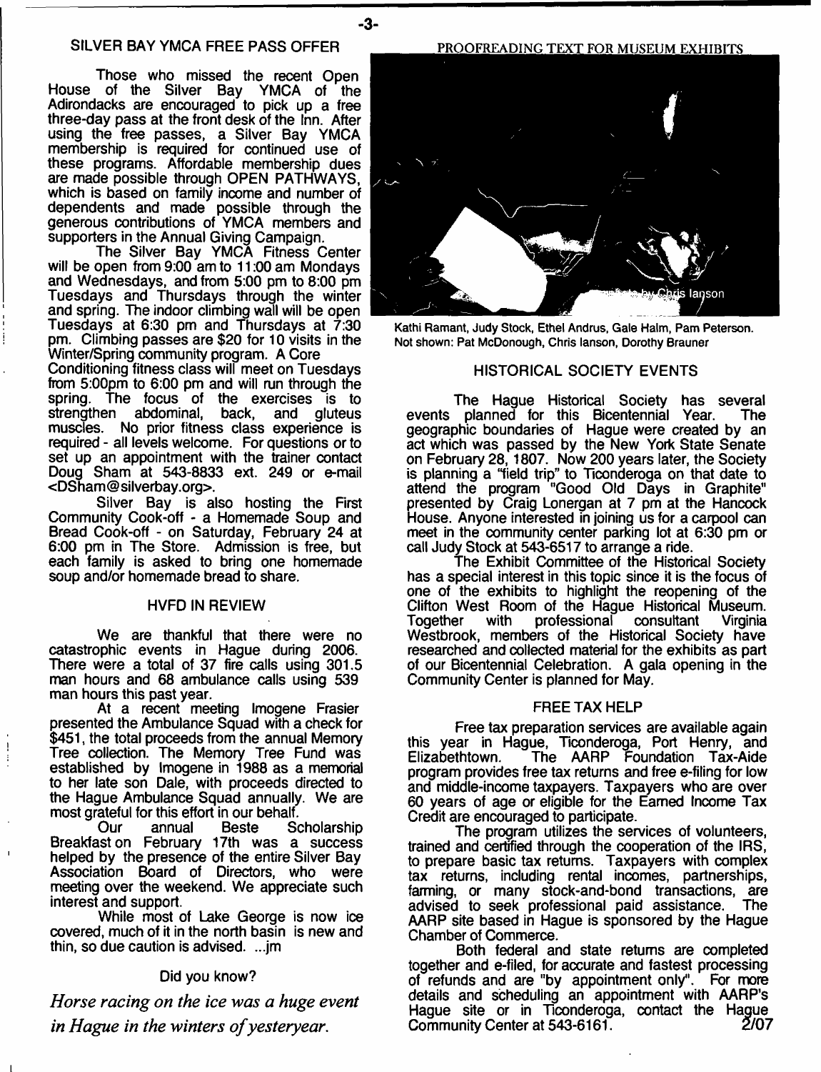## SILVER BAY YMCA FREE PASS OFFER

Those who missed the recent Open House of the Silver Bay YMCA of the Adirondacks are encouraged to pick up a free three-day pass at the front desk of the Inn. After using the free passes, a Silver Bay YMCA membership is required for continued use of these programs. Affordable membership dues are made possible through OPEN PATHWAYS, which is based on family income and number of dependents and made possible through the generous contributions of YMCA members and supporters in the Annual Giving Campaign.

The Silver Bay YMCA Fitness Center will be open from 9:00 am to 11:00 am Mondays and Wednesdays, and from 5:00 pm to 8:00 pm Tuesdays and Thursdays through the winter and spring. The indoor climbing wall will be open Tuesdays at 6:30 pm and Thursdays at 7:30 pm. Climbing passes are $20 for 10 visits in the Winter/Spring community program. A Core Conditioning fitness class will meet on Tuesdays from 5:00pm to 6:00 pm and will run through the spring. The focus of the exercises is to strengthen abdominal, back, and gluteus muscles. No prior fitness class experience is required - all levels welcome. For questions or to set up an appointment with the trainer contact Doug Sham at 543-8833 ext. 249 or e-mail <DSham@silverbay.org>.

Silver Bay is also hosting the First Community Cook-off - a Homemade Soup and Bread Cook-off - on Saturday, February 24 at 6:00 pm in The Store. Admission is free, but each family is asked to bring one homemade soup and/or homemade bread to share.

## HVFD IN REVIEW

We are thankful that there were no catastrophic events in Hague during 2006. There were a total of 37 fire calls using 301.5 man hours and 68 ambulance calls using 539 man hours this past year.

At a recent meeting Imogene Frasier presented the Ambulance Squad with a check for $451, the total proceeds from the annual Memory Tree collection. The Memory Tree Fund was established by Imogene in 1988 as a memorial to her late son Dale, with proceeds directed to the Hague Ambulance Squad annually. We are most grateful for this effort in our behalf.

Our annual Beste Scholarship Breakfast on February 17th was a success helped by the presence of the entire Silver Bay Association Board of Directors, who were meeting over the weekend. We appreciate such interest and support.

While most of Lake George is now ice covered, much of it in the north basin is new and thin, so due caution is advised. ...jm

Did you know?

*Horse racing on the ice was a huge event in Hague in the winters of yesteryear.*

## PROOFREADING TEXT FOR MUSEUM EXHIBITS

Photo by Chris Ianson

Kathi Ramant, Judy Stock, Ethel Andrus, Gale Halm, Pam Peterson. Not shown: Pat McDonough, Chris Ianson, Dorothy Brauner

## HISTORICAL SOCIETY EVENTS

The Hague Historical Society has several events planned for this Bicentennial Year. The geographic boundaries of Hague were created by an act which was passed by the New York State Senate on February 28, 1807. Now 200 years later, the Society is planning a "field trip" to Ticonderoga on that date to attend the program "Good Old Days in Graphite" presented by Craig Lonergan at 7 pm at the Hancock House. Anyone interested in joining us for a carpool can meet in the community center parking lot at 6:30 pm or call Judy Stock at 543-6517 to arrange a ride.

The Exhibit Committee of the Historical Society has a special interest in this topic since it is the focus of one of the exhibits to highlight the reopening of the Clifton West Room of the Hague Historical Museum. Together with professional consultant Virginia Westbrook, members of the Historical Society have researched and collected material for the exhibits as part of our Bicentennial Celebration. A gala opening in the Community Center is planned for May.

## FREE TAX HELP

Free tax preparation services are available again this year in Hague, Ticonderoga, Port Henry, and Elizabethtown. The AARP Foundation Tax-Aide program provides free tax returns and free e-filing for low and middle-income taxpayers. Taxpayers who are over 60 years of age or eligible for the Earned Income Tax Credit are encouraged to participate.

The program utilizes the services of volunteers, trained and certified through the cooperation of the IRS, to prepare basic tax returns. Taxpayers with complex tax returns, including rental incomes, partnerships, farming, or many stock-and-bond transactions, are advised to seek professional paid assistance. The AARP site based in Hague is sponsored by the Hague Chamber of Commerce.

Both federal and state returns are completed together and e-filed, for accurate and fastest processing of refunds and are "by appointment only". For more details and scheduling an appointment with AARP's Hague site or in Ticonderoga, contact the Hague Community Center at 543-6161.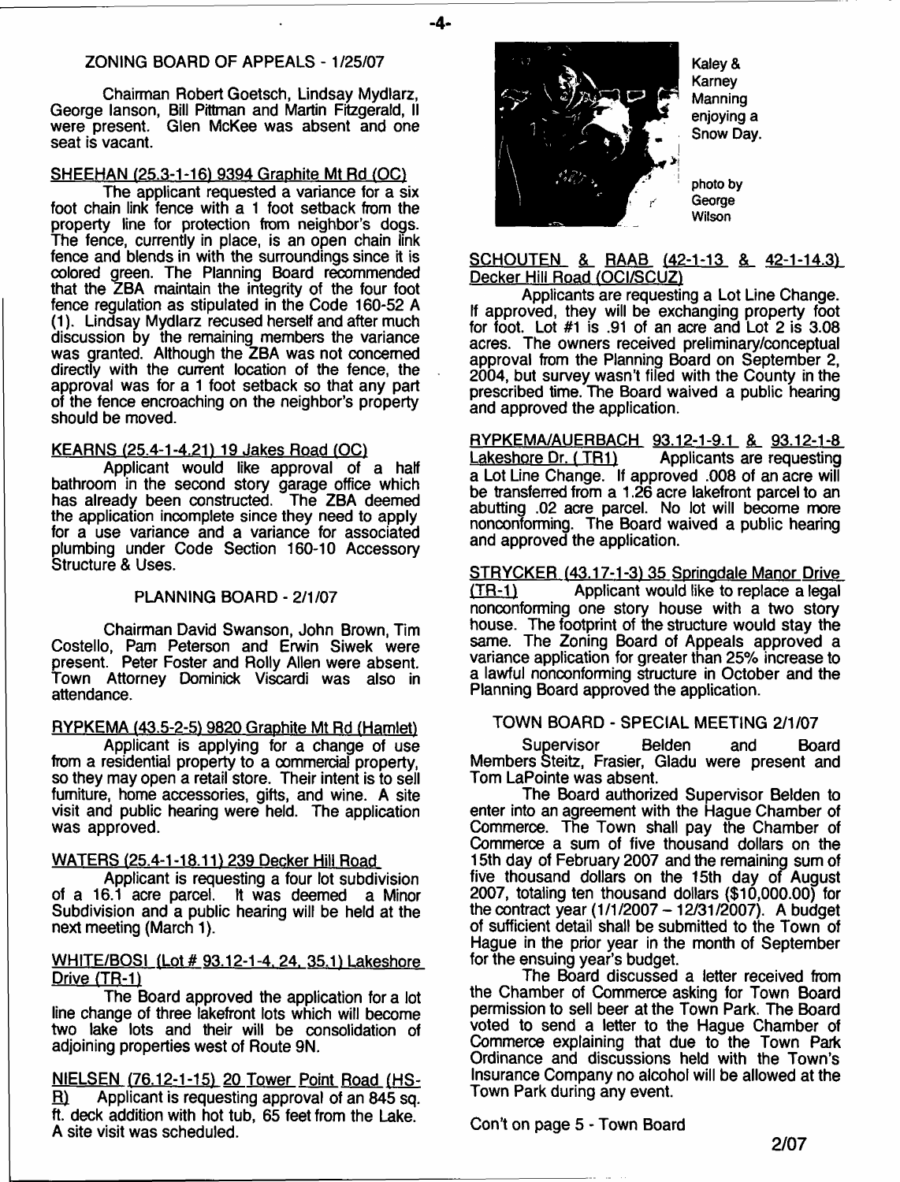## ZONING BOARD OF APPEALS - 1/25/07

Chairman Robert Goetsch, Lindsay Mydlarz, George Ianson, Bill Pittman and Martin Fitzgerald, II were present. Glen McKee was absent and one seat is vacant.

### SHEEHAN (25.3-1-16) 9394 Graphite Mt Rd (OC)

The applicant requested a variance for a six foot chain link fence with a 1 foot setback from the property line for protection from neighbor's dogs. The fence, currently in place, is an open chain link fence and blends in with the surroundings since it is colored green. The Planning Board recommended that the ZBA maintain the integrity of the four foot fence regulation as stipulated in the Code 160-52 A (1). Lindsay Mydlarz recused herself and after much discussion by the remaining members the variance was granted. Although the ZBA was not concerned directly with the current location of the fence, the approval was for a 1 foot setback so that any part of the fence encroaching on the neighbor's property should be moved.

### KEARNS (25.4-1-4.21) 19 Jakes Road (OC)

Applicant would like approval of a half bathroom in the second story garage office which has already been constructed. The ZBA deemed the application incomplete since they need to apply for a use variance and a variance for associated plumbing under Code Section 160-10 Accessory Structure & Uses.

## PLANNING BOARD - 2/1/07

Chairman David Swanson, John Brown, Tim Costello, Pam Peterson and Erwin Siwek were present. Peter Foster and Rolly Allen were absent. Town Attorney Dominick Viscardi was also in attendance.

### RYPKEMA (43.5-2-5) 9820 Graphite Mt Rd (Hamlet)

Applicant is applying for a change of use from a residential property to a commercial property, so they may open a retail store. Their intent is to sell furniture, home accessories, gifts, and wine. A site visit and public hearing were held. The application was approved.

### WATERS (25.4-1-18.11) 239 Decker Hill Road

Applicant is requesting a four lot subdivision of a 16.1 acre parcel. It was deemed a Minor Subdivision and a public hearing will be held at the next meeting (March 1).

### WHITE/BOSI (Lot # 93.12-1-4, 24, 35.1) Lakeshore Drive (TR-1)

The Board approved the application for a lot line change of three lakefront lots which will become two lake lots and their will be consolidation of adjoining properties west of Route 9N.

### NIELSEN (76.12-1-15) 20 Tower Point Road (HS-R)

Applicant is requesting approval of an 845 sq. ft. deck addition with hot tub, 65 feet from the Lake. A site visit was scheduled.

Kaley & Karney Manning enjoying a Snow Day.

photo by George Wilson

### SCHOUTEN & RAAB (42-1-13 & 42-1-14.3) Decker Hill Road (OCI/SCUZ)

Applicants are requesting a Lot Line Change. If approved, they will be exchanging property foot for foot. Lot #1 is .91 of an acre and Lot 2 is 3.08 acres. The owners received preliminary/conceptual approval from the Planning Board on September 2, 2004, but survey wasn't filed with the County in the prescribed time. The Board waived a public hearing and approved the application.

### RYPKEMA/AUERBACH 93.12-1-9.1 & 93.12-1-8 Lakeshore Dr. (TR1)

Applicants are requesting a Lot Line Change. If approved .008 of an acre will be transferred from a 1.26 acre lakefront parcel to an abutting .02 acre parcel. No lot will become more nonconforming. The Board waived a public hearing and approved the application.

### STRYCKER (43.17-1-3) 35 Springdale Manor Drive (TR-1)

Applicant would like to replace a legal nonconforming one story house with a two story house. The footprint of the structure would stay the same. The Zoning Board of Appeals approved a variance application for greater than 25% increase to a lawful nonconforming structure in October and the Planning Board approved the application.

## TOWN BOARD - SPECIAL MEETING 2/1/07

Supervisor Belden and Board Members Steitz, Frasier, Gladu were present and Tom LaPointe was absent.

The Board authorized Supervisor Belden to enter into an agreement with the Hague Chamber of Commerce. The Town shall pay the Chamber of Commerce a sum of five thousand dollars on the 15th day of February 2007 and the remaining sum of five thousand dollars on the 15th day of August 2007, totaling ten thousand dollars ($10,000.00) for the contract year (1/1/2007 – 12/31/2007). A budget of sufficient detail shall be submitted to the Town of Hague in the prior year in the month of September for the ensuing year's budget.

The Board discussed a letter received from the Chamber of Commerce asking for Town Board permission to sell beer at the Town Park. The Board voted to send a letter to the Hague Chamber of Commerce explaining that due to the Town Park Ordinance and discussions held with the Town's Insurance Company no alcohol will be allowed at the Town Park during any event.

Con't on page 5 - Town Board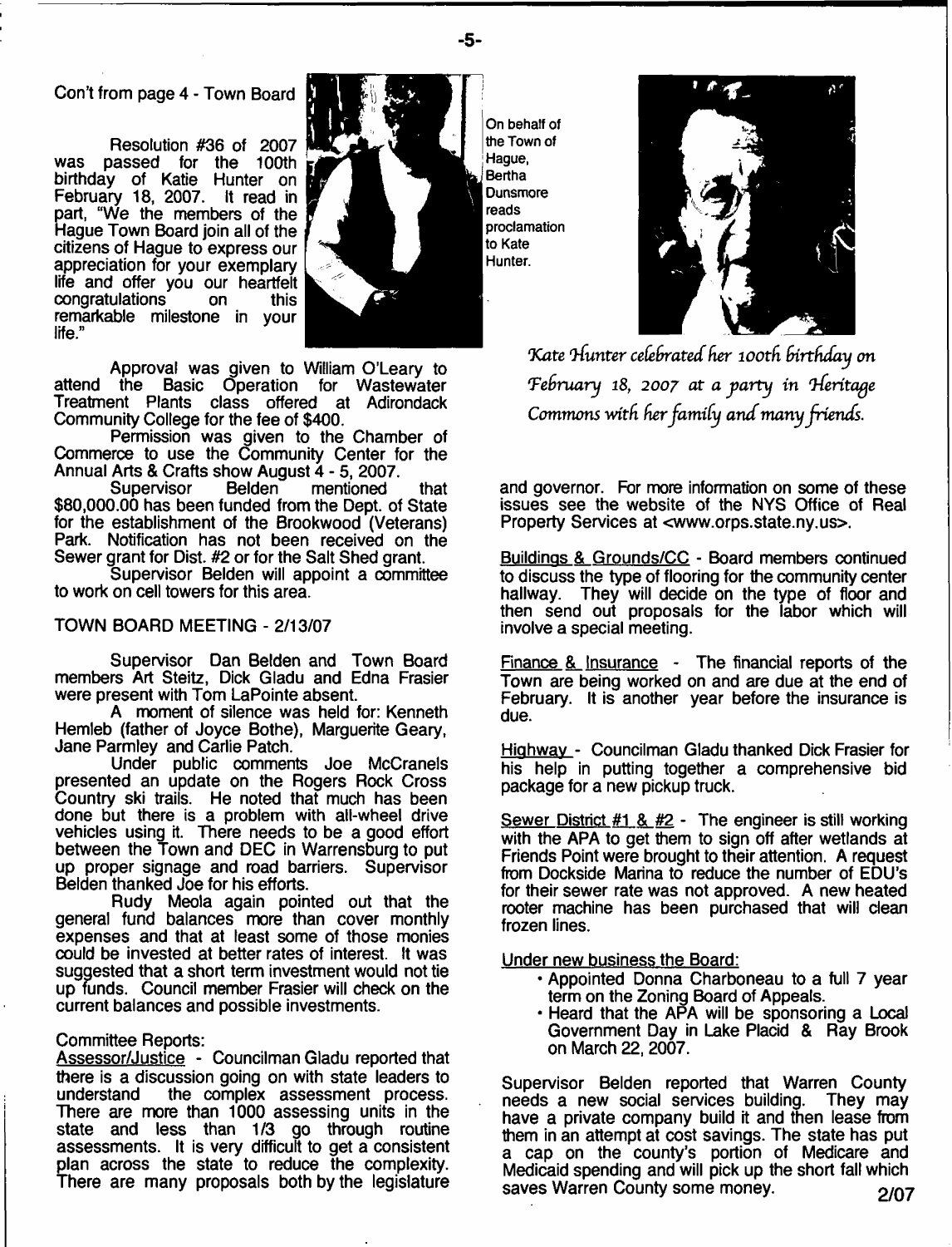Con't from page 4 - Town Board

Resolution #36 of 2007 was passed for the 100th birthday of Katie Hunter on February 18, 2007. It read in part, "We the members of the Hague Town Board join all of the citizens of Hague to express our appreciation for your exemplary life and offer you our heartfelt congratulations on this remarkable milestone in your life."

On behalf of the Town of Hague, Bertha Dunsmore reads proclamation to Kate Hunter.

*Kate Hunter celebrated her 100th birthday on February 18, 2007 at a party in Heritage Commons with her family and many friends.*

Approval was given to William O'Leary to attend the Basic Operation for Wastewater Treatment Plants class offered at Adirondack Community College for the fee of $400.

Permission was given to the Chamber of Commerce to use the Community Center for the Annual Arts & Crafts show August 4 - 5, 2007.

Supervisor Belden mentioned that $80,000.00 has been funded from the Dept. of State for the establishment of the Brookwood (Veterans) Park. Notification has not been received on the Sewer grant for Dist. #2 or for the Salt Shed grant.

Supervisor Belden will appoint a committee to work on cell towers for this area.

## TOWN BOARD MEETING - 2/13/07

Supervisor Dan Belden and Town Board members Art Steitz, Dick Gladu and Edna Frasier were present with Tom LaPointe absent.

A moment of silence was held for: Kenneth Hemleb (father of Joyce Bothe), Marguerite Geary, Jane Parmley and Carlie Patch.

Under public comments Joe McCranels presented an update on the Rogers Rock Cross Country ski trails. He noted that much has been done but there is a problem with all-wheel drive vehicles using it. There needs to be a good effort between the Town and DEC in Warrensburg to put up proper signage and road barriers. Supervisor Belden thanked Joe for his efforts.

Rudy Meola again pointed out that the general fund balances more than cover monthly expenses and that at least some of those monies could be invested at better rates of interest. It was suggested that a short term investment would not tie up funds. Council member Frasier will check on the current balances and possible investments.

Committee Reports:

Assessor/Justice - Councilman Gladu reported that there is a discussion going on with state leaders to understand the complex assessment process. There are more than 1000 assessing units in the state and less than 1/3 go through routine assessments. It is very difficult to get a consistent plan across the state to reduce the complexity. There are many proposals both by the legislature and governor. For more information on some of these issues see the website of the NYS Office of Real Property Services at <www.orps.state.ny.us>.

Buildings & Grounds/CC - Board members continued to discuss the type of flooring for the community center hallway. They will decide on the type of floor and then send out proposals for the labor which will involve a special meeting.

Finance & Insurance - The financial reports of the Town are being worked on and are due at the end of February. It is another year before the insurance is due.

Highway - Councilman Gladu thanked Dick Frasier for his help in putting together a comprehensive bid package for a new pickup truck.

Sewer District #1 & #2 - The engineer is still working with the APA to get them to sign off after wetlands at Friends Point were brought to their attention. A request from Dockside Marina to reduce the number of EDU's for their sewer rate was not approved. A new heated rooter machine has been purchased that will clean frozen lines.

Under new business the Board:

- Appointed Donna Charboneau to a full 7 year term on the Zoning Board of Appeals.
- Heard that the APA will be sponsoring a Local Government Day in Lake Placid & Ray Brook on March 22, 2007.

Supervisor Belden reported that Warren County needs a new social services building. They may have a private company build it and then lease from them in an attempt at cost savings. The state has put a cap on the county's portion of Medicare and Medicaid spending and will pick up the short fall which saves Warren County some money. 2/07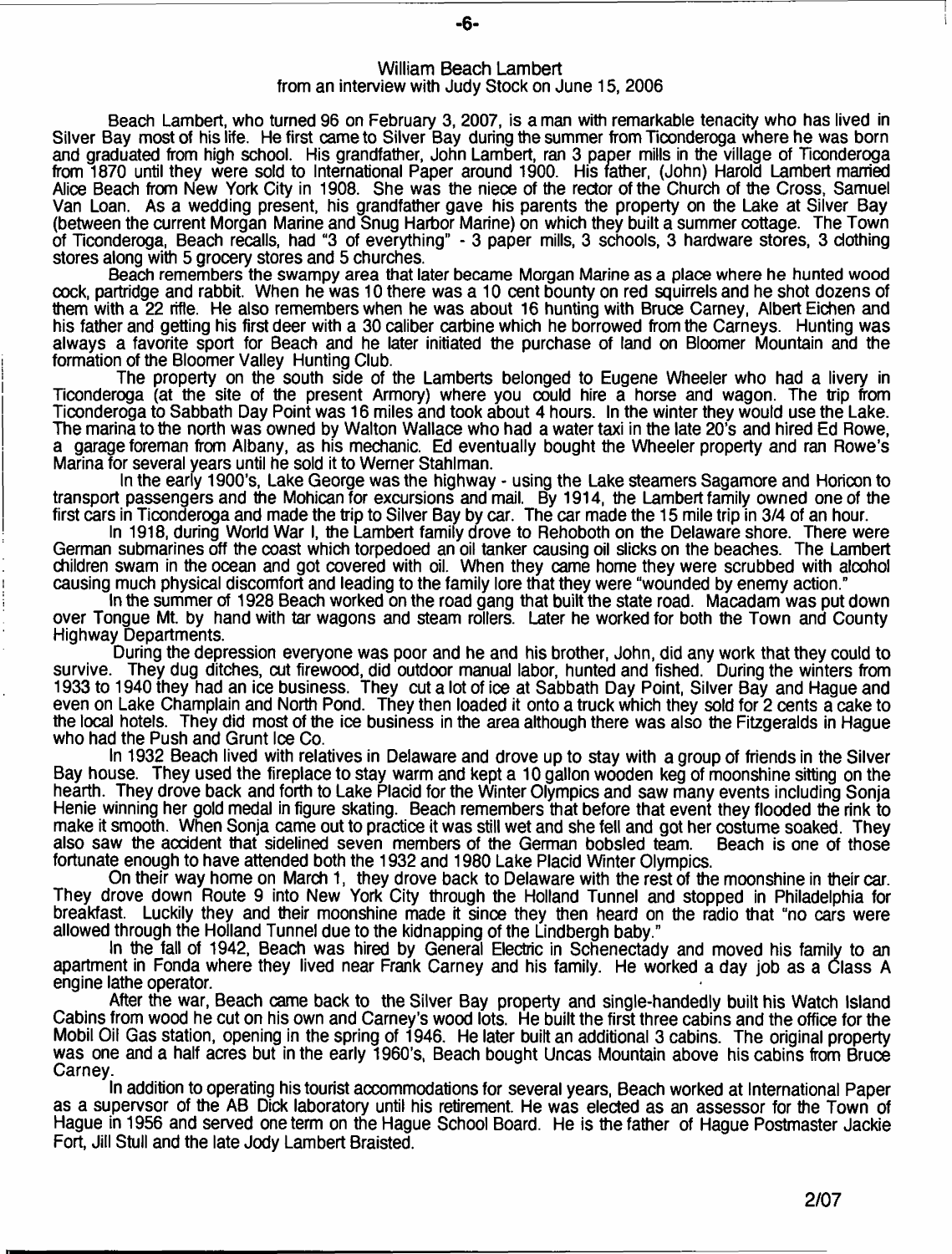## William Beach Lambert
from an interview with Judy Stock on June 15, 2006

Beach Lambert, who turned 96 on February 3, 2007, is a man with remarkable tenacity who has lived in Silver Bay most of his life. He first came to Silver Bay during the summer from Ticonderoga where he was born and graduated from high school. His grandfather, John Lambert, ran 3 paper mills in the village of Ticonderoga from 1870 until they were sold to International Paper around 1900. His father, (John) Harold Lambert married Alice Beach from New York City in 1908. She was the niece of the rector of the Church of the Cross, Samuel Van Loan. As a wedding present, his grandfather gave his parents the property on the Lake at Silver Bay (between the current Morgan Marine and Snug Harbor Marine) on which they built a summer cottage. The Town of Ticonderoga, Beach recalls, had "3 of everything" - 3 paper mills, 3 schools, 3 hardware stores, 3 clothing stores along with 5 grocery stores and 5 churches.

Beach remembers the swampy area that later became Morgan Marine as a place where he hunted wood cock, partridge and rabbit. When he was 10 there was a 10 cent bounty on red squirrels and he shot dozens of them with a 22 rifle. He also remembers when he was about 16 hunting with Bruce Carney, Albert Eichen and his father and getting his first deer with a 30 caliber carbine which he borrowed from the Carneys. Hunting was always a favorite sport for Beach and he later initiated the purchase of land on Bloomer Mountain and the formation of the Bloomer Valley Hunting Club.

The property on the south side of the Lamberts belonged to Eugene Wheeler who had a livery in Ticonderoga (at the site of the present Armory) where you could hire a horse and wagon. The trip from Ticonderoga to Sabbath Day Point was 16 miles and took about 4 hours. In the winter they would use the Lake. The marina to the north was owned by Walton Wallace who had a water taxi in the late 20's and hired Ed Rowe, a garage foreman from Albany, as his mechanic. Ed eventually bought the Wheeler property and ran Rowe's Marina for several years until he sold it to Werner Stahlman.

In the early 1900's, Lake George was the highway - using the Lake steamers Sagamore and Horicon to transport passengers and the Mohican for excursions and mail. By 1914, the Lambert family owned one of the first cars in Ticonderoga and made the trip to Silver Bay by car. The car made the 15 mile trip in 3/4 of an hour.

In 1918, during World War I, the Lambert family drove to Rehoboth on the Delaware shore. There were German submarines off the coast which torpedoed an oil tanker causing oil slicks on the beaches. The Lambert children swam in the ocean and got covered with oil. When they came home they were scrubbed with alcohol causing much physical discomfort and leading to the family lore that they were "wounded by enemy action."

In the summer of 1928 Beach worked on the road gang that built the state road. Macadam was put down over Tongue Mt. by hand with tar wagons and steam rollers. Later he worked for both the Town and County Highway Departments.

During the depression everyone was poor and he and his brother, John, did any work that they could to survive. They dug ditches, cut firewood, did outdoor manual labor, hunted and fished. During the winters from 1933 to 1940 they had an ice business. They cut a lot of ice at Sabbath Day Point, Silver Bay and Hague and even on Lake Champlain and North Pond. They then loaded it onto a truck which they sold for 2 cents a cake to the local hotels. They did most of the ice business in the area although there was also the Fitzgeralds in Hague who had the Push and Grunt Ice Co.

In 1932 Beach lived with relatives in Delaware and drove up to stay with a group of friends in the Silver Bay house. They used the fireplace to stay warm and kept a 10 gallon wooden keg of moonshine sitting on the hearth. They drove back and forth to Lake Placid for the Winter Olympics and saw many events including Sonja Henie winning her gold medal in figure skating. Beach remembers that before that event they flooded the rink to make it smooth. When Sonja came out to practice it was still wet and she fell and got her costume soaked. They also saw the accident that sidelined seven members of the German bobsled team. Beach is one of those fortunate enough to have attended both the 1932 and 1980 Lake Placid Winter Olympics.

On their way home on March 1, they drove back to Delaware with the rest of the moonshine in their car. They drove down Route 9 into New York City through the Holland Tunnel and stopped in Philadelphia for breakfast. Luckily they and their moonshine made it since they then heard on the radio that "no cars were allowed through the Holland Tunnel due to the kidnapping of the Lindbergh baby."

In the fall of 1942, Beach was hired by General Electric in Schenectady and moved his family to an apartment in Fonda where they lived near Frank Carney and his family. He worked a day job as a Class A engine lathe operator.

After the war, Beach came back to the Silver Bay property and single-handedly built his Watch Island Cabins from wood he cut on his own and Carney's wood lots. He built the first three cabins and the office for the Mobil Oil Gas station, opening in the spring of 1946. He later built an additional 3 cabins. The original property was one and a half acres but in the early 1960's, Beach bought Uncas Mountain above his cabins from Bruce Carney.

In addition to operating his tourist accommodations for several years, Beach worked at International Paper as a supervsor of the AB Dick laboratory until his retirement. He was elected as an assessor for the Town of Hague in 1956 and served one term on the Hague School Board. He is the father of Hague Postmaster Jackie Fort, Jill Stull and the late Jody Lambert Braisted.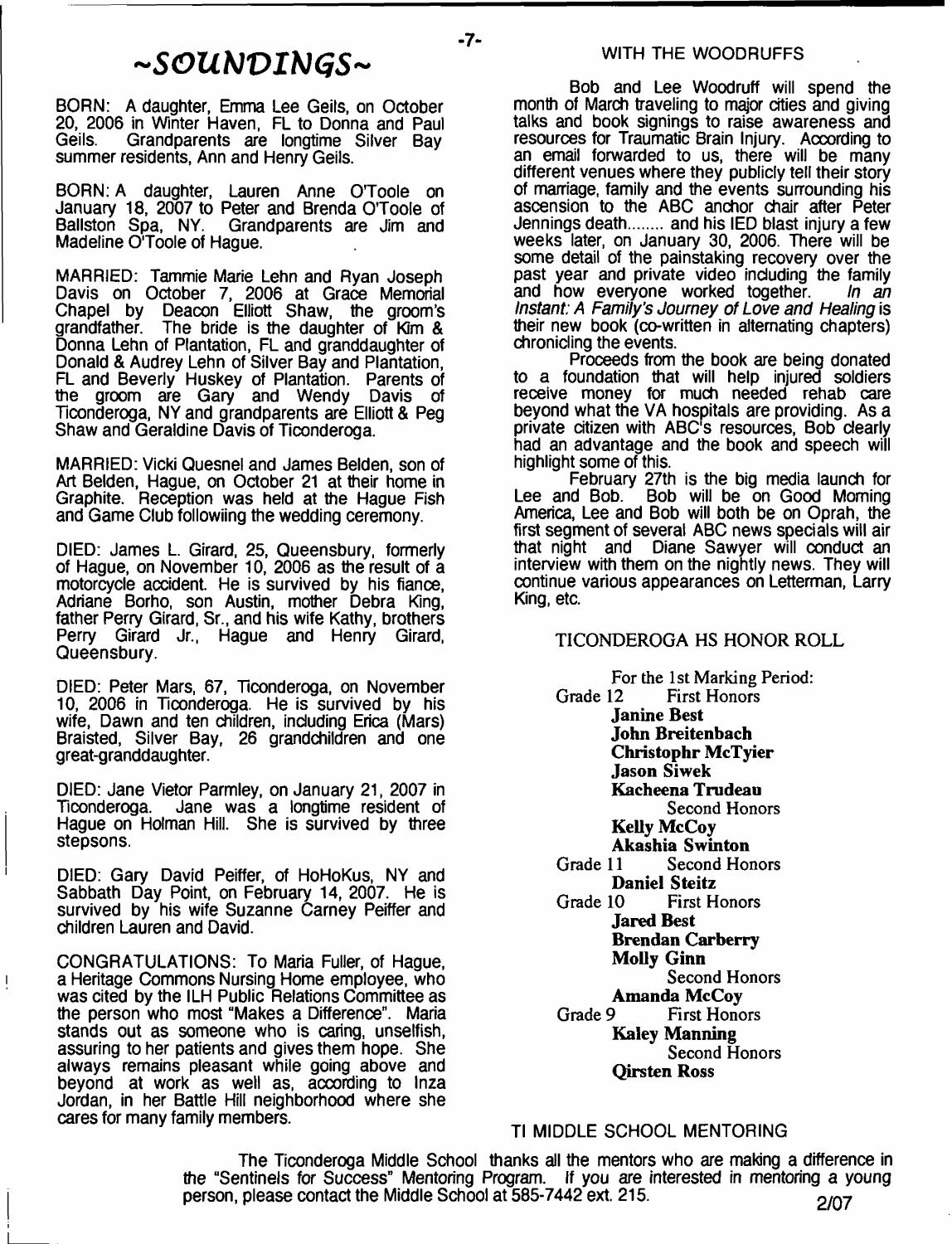# ~SOUNDINGS~

BORN: A daughter, Emma Lee Geils, on October 20, 2006 in Winter Haven, FL to Donna and Paul Geils. Grandparents are longtime Silver Bay summer residents, Ann and Henry Geils.

BORN: A daughter, Lauren Anne O'Toole on January 18, 2007 to Peter and Brenda O'Toole of Ballston Spa, NY. Grandparents are Jim and Madeline O'Toole of Hague.

MARRIED: Tammie Marie Lehn and Ryan Joseph Davis on October 7, 2006 at Grace Memorial Chapel by Deacon Elliott Shaw, the groom's grandfather. The bride is the daughter of Kim & Donna Lehn of Plantation, FL and granddaughter of Donald & Audrey Lehn of Silver Bay and Plantation, FL and Beverly Huskey of Plantation. Parents of the groom are Gary and Wendy Davis of Ticonderoga, NY and grandparents are Elliott & Peg Shaw and Geraldine Davis of Ticonderoga.

MARRIED: Vicki Quesnel and James Belden, son of Art Belden, Hague, on October 21 at their home in Graphite. Reception was held at the Hague Fish and Game Club followiing the wedding ceremony.

DIED: James L. Girard, 25, Queensbury, formerly of Hague, on November 10, 2006 as the result of a motorcycle accident. He is survived by his fiance, Adriane Borho, son Austin, mother Debra King, father Perry Girard, Sr., and his wife Kathy, brothers Perry Girard Jr., Hague and Henry Girard, Queensbury.

DIED: Peter Mars, 67, Ticonderoga, on November 10, 2006 in Ticonderoga. He is survived by his wife, Dawn and ten children, including Erica (Mars) Braisted, Silver Bay, 26 grandchildren and one great-granddaughter.

DIED: Jane Vietor Parmley, on January 21, 2007 in Ticonderoga. Jane was a longtime resident of Hague on Holman Hill. She is survived by three stepsons.

DIED: Gary David Peiffer, of HoHoKus, NY and Sabbath Day Point, on February 14, 2007. He is survived by his wife Suzanne Carney Peiffer and children Lauren and David.

CONGRATULATIONS: To Maria Fuller, of Hague, a Heritage Commons Nursing Home employee, who was cited by the ILH Public Relations Committee as the person who most "Makes a Difference". Maria stands out as someone who is caring, unselfish, assuring to her patients and gives them hope. She always remains pleasant while going above and beyond at work as well as, according to Inza Jordan, in her Battle Hill neighborhood where she cares for many family members.

## WITH THE WOODRUFFS

Bob and Lee Woodruff will spend the month of March traveling to major cities and giving talks and book signings to raise awareness and resources for Traumatic Brain Injury. According to an email forwarded to us, there will be many different venues where they publicly tell their story of marriage, family and the events surrounding his ascension to the ABC anchor chair after Peter Jennings death........ and his IED blast injury a few weeks later, on January 30, 2006. There will be some detail of the painstaking recovery over the past year and private video including the family and how everyone worked together. *In an Instant: A Family's Journey of Love and Healing* is their new book (co-written in alternating chapters) chronicling the events.

Proceeds from the book are being donated to a foundation that will help injured soldiers receive money for much needed rehab care beyond what the VA hospitals are providing. As a private citizen with ABC's resources, Bob clearly had an advantage and the book and speech will highlight some of this.

February 27th is the big media launch for Lee and Bob. Bob will be on Good Morning America, Lee and Bob will both be on Oprah, the first segment of several ABC news specials will air that night and Diane Sawyer will conduct an interview with them on the nightly news. They will continue various appearances on Letterman, Larry King, etc.

## TICONDEROGA HS HONOR ROLL

For the 1st Marking Period:

Grade 12 First Honors
**Janine Best**
**John Breitenbach**
**Christophr McTyier**
**Jason Siwek**
**Kacheena Trudeau**
Second Honors
**Kelly McCoy**
**Akashia Swinton**

Grade 11 Second Honors
**Daniel Steitz**

Grade 10 First Honors
**Jared Best**
**Brendan Carberry**
**Molly Ginn**
Second Honors
**Amanda McCoy**

Grade 9 First Honors
**Kaley Manning**
Second Honors
**Qirsten Ross**

## TI MIDDLE SCHOOL MENTORING

The Ticonderoga Middle School thanks all the mentors who are making a difference in the "Sentinels for Success" Mentoring Program. If you are interested in mentoring a young person, please contact the Middle School at 585-7442 ext. 215.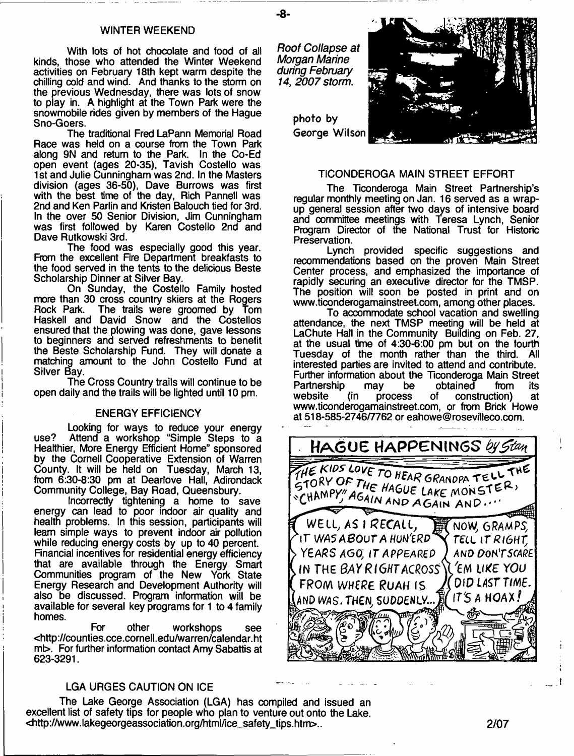## WINTER WEEKEND

With lots of hot chocolate and food of all kinds, those who attended the Winter Weekend activities on February 18th kept warm despite the chilling cold and wind. And thanks to the storm on the previous Wednesday, there was lots of snow to play in. A highlight at the Town Park were the snowmobile rides given by members of the Hague Sno-Goers.

The traditional Fred LaPann Memorial Road Race was held on a course from the Town Park along 9N and return to the Park. In the Co-Ed open event (ages 20-35), Tavish Costello was 1st and Julie Cunningham was 2nd. In the Masters division (ages 36-50), Dave Burrows was first with the best time of the day, Rich Pannell was 2nd and Ken Parlin and Kristen Balouch tied for 3rd. In the over 50 Senior Division, Jim Cunningham was first followed by Karen Costello 2nd and Dave Rutkowski 3rd.

The food was especially good this year. From the excellent Fire Department breakfasts to the food served in the tents to the delicious Beste Scholarship Dinner at Silver Bay.

On Sunday, the Costello Family hosted more than 30 cross country skiers at the Rogers Rock Park. The trails were groomed by Tom Haskell and David Snow and the Costellos ensured that the plowing was done, gave lessons to beginners and served refreshments to benefit the Beste Scholarship Fund. They will donate a matching amount to the John Costello Fund at Silver Bay.

The Cross Country trails will continue to be open daily and the trails will be lighted until 10 pm.

## ENERGY EFFICIENCY

Looking for ways to reduce your energy use? Attend a workshop "Simple Steps to a Healthier, More Energy Efficient Home" sponsored by the Cornell Cooperative Extension of Warren County. It will be held on Tuesday, March 13, from 6:30-8:30 pm at Dearlove Hall, Adirondack Community College, Bay Road, Queensbury.

Incorrectly tightening a home to save energy can lead to poor indoor air quality and health problems. In this session, participants will learn simple ways to prevent indoor air pollution while reducing energy costs by up to 40 percent. Financial incentives for residential energy efficiency that are available through the Energy Smart Communities program of the New York State Energy Research and Development Authority will also be discussed. Program information will be available for several key programs for 1 to 4 family homes.

For other workshops see <http://counties.cce.cornell.edu/warren/calendar.html>. For further information contact Amy Sabattis at 623-3291.

*Roof Collapse at Morgan Marine during February 14, 2007 storm.*

photo by George Wilson

## TICONDEROGA MAIN STREET EFFORT

The Ticonderoga Main Street Partnership's regular monthly meeting on Jan. 16 served as a wrap-up general session after two days of intensive board and committee meetings with Teresa Lynch, Senior Program Director of the National Trust for Historic Preservation.

Lynch provided specific suggestions and recommendations based on the proven Main Street Center process, and emphasized the importance of rapidly securing an executive director for the TMSP. The position will soon be posted in print and on www.ticonderogamainstreet.com, among other places.

To accommodate school vacation and swelling attendance, the next TMSP meeting will be held at LaChute Hall in the Community Building on Feb. 27, at the usual time of 4:30-6:00 pm but on the fourth Tuesday of the month rather than the third. All interested parties are invited to attend and contribute. Further information about the Ticonderoga Main Street Partnership may be obtained from its website (in process of construction) at www.ticonderogamainstreet.com, or from Brick Howe at 518-585-2746/7762 or eahowe@rosevilleco.com.

## HAGUE HAPPENINGS *by Stan*

THE KIDS LOVE TO HEAR GRANDPA TELL THE STORY OF THE HAGUE LAKE MONSTER, "CHAMPY," AGAIN AND AGAIN AND....

WELL, AS I RECALL, IT WAS ABOUT A HUN'ERD YEARS AGO, IT APPEARED IN THE BAY RIGHT ACROSS FROM WHERE RUAH IS AND WAS. THEN, SUDDENLY...

NOW, GRAMPS, TELL IT RIGHT, AND DON'T SCARE 'EM LIKE YOU DID LAST TIME. IT'S A HOAX!

## LGA URGES CAUTION ON ICE

The Lake George Association (LGA) has compiled and issued an excellent list of safety tips for people who plan to venture out onto the Lake. <http://www.lakegeorgeassociation.org/html/ice_safety_tips.htm>..

2/07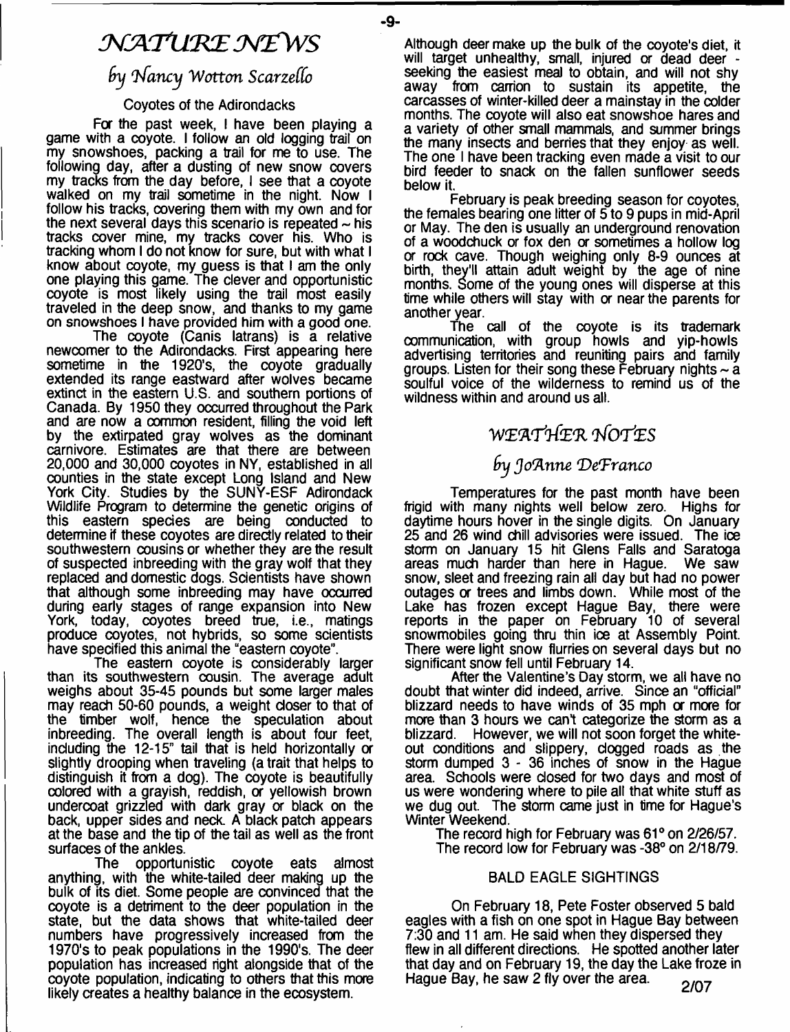# NATURE NEWS

## by Nancy Wotton Scarzello

### Coyotes of the Adirondacks

For the past week, I have been playing a game with a coyote. I follow an old logging trail on my snowshoes, packing a trail for me to use. The following day, after a dusting of new snow covers my tracks from the day before, I see that a coyote walked on my trail sometime in the night. Now I follow his tracks, covering them with my own and for the next several days this scenario is repeated ~ his tracks cover mine, my tracks cover his. Who is tracking whom I do not know for sure, but with what I know about coyote, my guess is that I am the only one playing this game. The clever and opportunistic coyote is most likely using the trail most easily traveled in the deep snow, and thanks to my game on snowshoes I have provided him with a good one.

The coyote (Canis latrans) is a relative newcomer to the Adirondacks. First appearing here sometime in the 1920's, the coyote gradually extended its range eastward after wolves became extinct in the eastern U.S. and southern portions of Canada. By 1950 they occurred throughout the Park and are now a common resident, filling the void left by the extirpated gray wolves as the dominant carnivore. Estimates are that there are between 20,000 and 30,000 coyotes in NY, established in all counties in the state except Long Island and New York City. Studies by the SUNY-ESF Adirondack Wildlife Program to determine the genetic origins of this eastern species are being conducted to determine if these coyotes are directly related to their southwestern cousins or whether they are the result of suspected inbreeding with the gray wolf that they replaced and domestic dogs. Scientists have shown that although some inbreeding may have occurred during early stages of range expansion into New York, today, coyotes breed true, i.e., matings produce coyotes, not hybrids, so some scientists have specified this animal the "eastern coyote".

The eastern coyote is considerably larger than its southwestern cousin. The average adult weighs about 35-45 pounds but some larger males may reach 50-60 pounds, a weight closer to that of the timber wolf, hence the speculation about inbreeding. The overall length is about four feet, including the 12-15" tail that is held horizontally or slightly drooping when traveling (a trait that helps to distinguish it from a dog). The coyote is beautifully colored with a grayish, reddish, or yellowish brown undercoat grizzled with dark gray or black on the back, upper sides and neck. A black patch appears at the base and the tip of the tail as well as the front surfaces of the ankles.

The opportunistic coyote eats almost anything, with the white-tailed deer making up the bulk of its diet. Some people are convinced that the coyote is a detriment to the deer population in the state, but the data shows that white-tailed deer numbers have progressively increased from the 1970's to peak populations in the 1990's. The deer population has increased right alongside that of the coyote population, indicating to others that this more likely creates a healthy balance in the ecosystem.

Although deer make up the bulk of the coyote's diet, it will target unhealthy, small, injured or dead deer - seeking the easiest meal to obtain, and will not shy away from carrion to sustain its appetite, the carcasses of winter-killed deer a mainstay in the colder months. The coyote will also eat snowshoe hares and a variety of other small mammals, and summer brings the many insects and berries that they enjoy as well. The one I have been tracking even made a visit to our bird feeder to snack on the fallen sunflower seeds below it.

February is peak breeding season for coyotes, the females bearing one litter of 5 to 9 pups in mid-April or May. The den is usually an underground renovation of a woodchuck or fox den or sometimes a hollow log or rock cave. Though weighing only 8-9 ounces at birth, they'll attain adult weight by the age of nine months. Some of the young ones will disperse at this time while others will stay with or near the parents for another year.

The call of the coyote is its trademark communication, with group howls and yip-howls advertising territories and reuniting pairs and family groups. Listen for their song these February nights ~ a soulful voice of the wilderness to remind us of the wildness within and around us all.

# WEATHER NOTES

## by JoAnne DeFranco

Temperatures for the past month have been frigid with many nights well below zero. Highs for daytime hours hover in the single digits. On January 25 and 26 wind chill advisories were issued. The ice storm on January 15 hit Glens Falls and Saratoga areas much harder than here in Hague. We saw snow, sleet and freezing rain all day but had no power outages or trees and limbs down. While most of the Lake has frozen except Hague Bay, there were reports in the paper on February 10 of several snowmobiles going thru thin ice at Assembly Point. There were light snow flurries on several days but no significant snow fell until February 14.

After the Valentine's Day storm, we all have no doubt that winter did indeed, arrive. Since an "official" blizzard needs to have winds of 35 mph or more for more than 3 hours we can't categorize the storm as a blizzard. However, we will not soon forget the white-out conditions and slippery, clogged roads as the storm dumped 3 - 36 inches of snow in the Hague area. Schools were closed for two days and most of us were wondering where to pile all that white stuff as we dug out. The storm came just in time for Hague's Winter Weekend.

The record high for February was 61° on 2/26/57.
The record low for February was -38° on 2/18/79.

### BALD EAGLE SIGHTINGS

On February 18, Pete Foster observed 5 bald eagles with a fish on one spot in Hague Bay between 7:30 and 11 am. He said when they dispersed they flew in all different directions. He spotted another later that day and on February 19, the day the Lake froze in Hague Bay, he saw 2 fly over the area.

2/07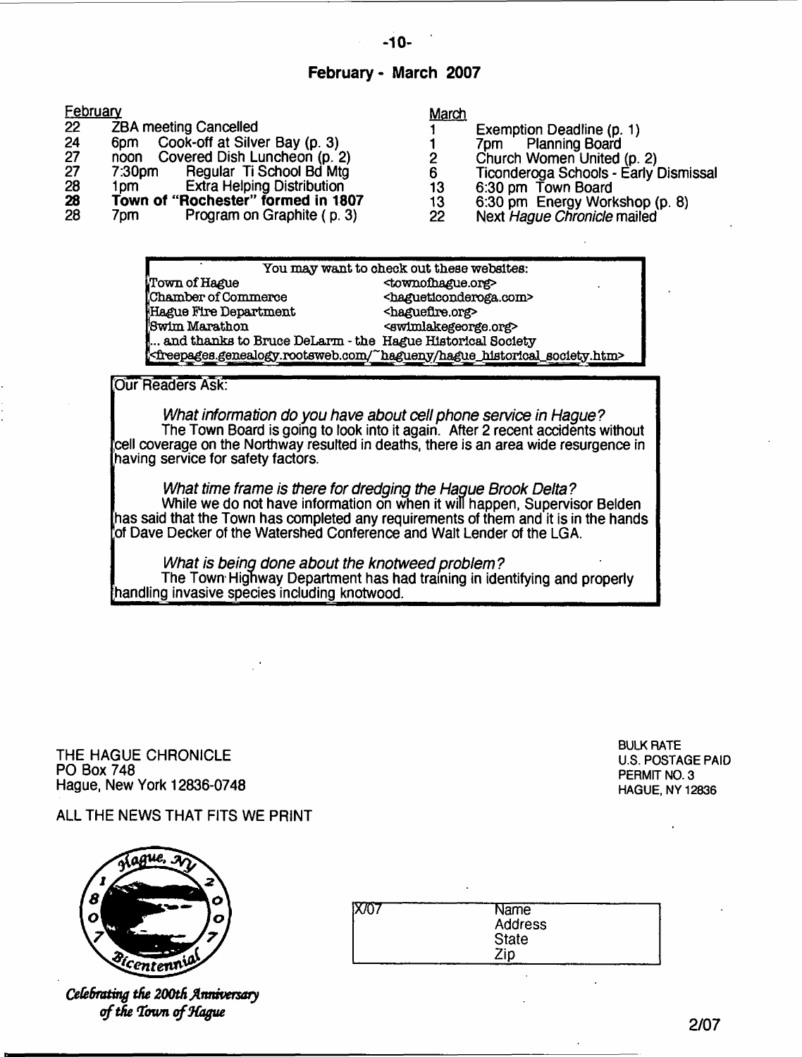## February - March 2007

| February | | |
|---|---|---|
| 22 | ZBA meeting Cancelled | |
| 24 | 6pm | Cook-off at Silver Bay (p. 3) |
| 27 | noon | Covered Dish Luncheon (p. 2) |
| 27 | 7:30pm | Regular Ti School Bd Mtg |
| 28 | 1pm | Extra Helping Distribution |
| **28** | **Town of "Rochester" formed in 1807** | |
| 28 | 7pm | Program on Graphite ( p. 3) |

| March | |
|---|---|
| 1 | Exemption Deadline (p. 1) |
| 1 | 7pm Planning Board |
| 2 | Church Women United (p. 2) |
| 6 | Ticonderoga Schools - Early Dismissal |
| 13 | 6:30 pm Town Board |
| 13 | 6:30 pm Energy Workshop (p. 8) |
| 22 | Next *Hague Chronicle* mailed |

You may want to check out these websites:

| | |
|---|---|
| Town of Hague | <townofhague.org> |
| Chamber of Commerce | <hagueticonderoga.com> |
| Hague Fire Department | <haguefire.org> |
| Swim Marathon | <swimlakegeorge.org> |

... and thanks to Bruce DeLarm - the Hague Historical Society
<freepages.genealogy.rootsweb.com/~hagueny/hague_historical_society.htm>

Our Readers Ask:

*What information do you have about cell phone service in Hague?*
The Town Board is going to look into it again. After 2 recent accidents without cell coverage on the Northway resulted in deaths, there is an area wide resurgence in having service for safety factors.

*What time frame is there for dredging the Hague Brook Delta?*
While we do not have information on when it will happen, Supervisor Belden has said that the Town has completed any requirements of them and it is in the hands of Dave Decker of the Watershed Conference and Walt Lender of the LGA.

*What is being done about the knotweed problem?*
The Town Highway Department has had training in identifying and properly handling invasive species including knotwood.

THE HAGUE CHRONICLE
PO Box 748
Hague, New York 12836-0748

ALL THE NEWS THAT FITS WE PRINT

BULK RATE
U.S. POSTAGE PAID
PERMIT NO. 3
HAGUE, NY 12836

Hague, NY 1807 Bicentennial

*Celebrating the 200th Anniversary of the Town of Hague*

X/07
Name
Address
State
Zip

2/07